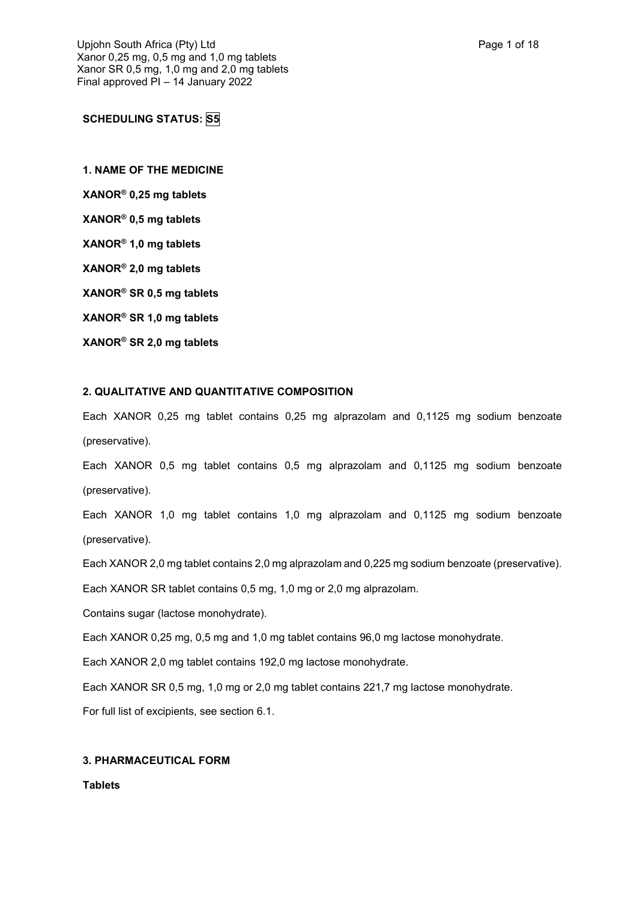**SCHEDULING STATUS: S5**

## 1. NAME OF THE MEDICINE

**XANOR® 0,25 mg tablets**

**XANOR® 0,5 mg tablets**

**XANOR® 1,0 mg tablets**

**XANOR® 2,0 mg tablets**

**XANOR® SR 0,5 mg tablets**

**XANOR® SR 1,0 mg tablets**

**XANOR® SR 2,0 mg tablets**

## 2. QUALITATIVE AND QUANTITATIVE COMPOSITION

Each XANOR 0,25 mg tablet contains 0,25 mg alprazolam and 0,1125 mg sodium benzoate (preservative).

Each XANOR 0,5 mg tablet contains 0,5 mg alprazolam and 0,1125 mg sodium benzoate (preservative).

Each XANOR 1,0 mg tablet contains 1,0 mg alprazolam and 0,1125 mg sodium benzoate (preservative).

Each XANOR 2,0 mg tablet contains 2,0 mg alprazolam and 0,225 mg sodium benzoate (preservative).

Each XANOR SR tablet contains 0,5 mg, 1,0 mg or 2,0 mg alprazolam.

Contains sugar (lactose monohydrate).

Each XANOR 0,25 mg, 0,5 mg and 1,0 mg tablet contains 96,0 mg lactose monohydrate.

Each XANOR 2,0 mg tablet contains 192,0 mg lactose monohydrate.

Each XANOR SR 0,5 mg, 1,0 mg or 2,0 mg tablet contains 221,7 mg lactose monohydrate.

For full list of excipients, see section 6.1.

## 3. PHARMACEUTICAL FORM

**Tablets**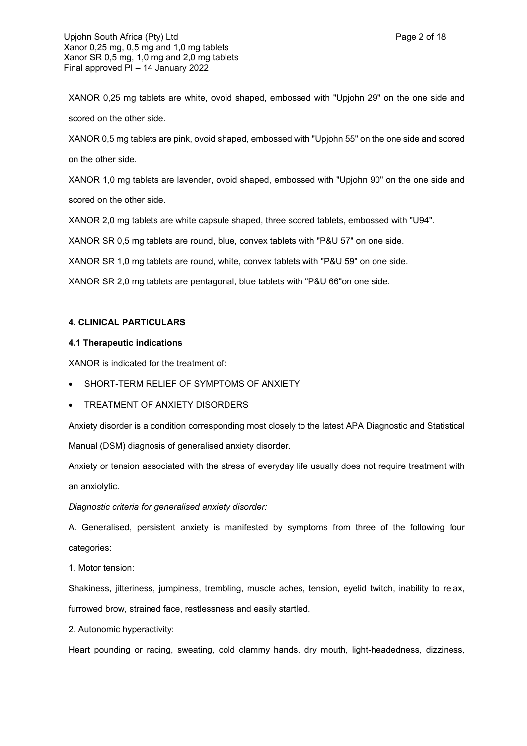XANOR 0,25 mg tablets are white, ovoid shaped, embossed with "Upjohn 29" on the one side and scored on the other side.

XANOR 0,5 mg tablets are pink, ovoid shaped, embossed with "Upjohn 55" on the one side and scored on the other side.

XANOR 1,0 mg tablets are lavender, ovoid shaped, embossed with "Upjohn 90" on the one side and scored on the other side.

XANOR 2,0 mg tablets are white capsule shaped, three scored tablets, embossed with "U94".

XANOR SR 0,5 mg tablets are round, blue, convex tablets with "P&U 57" on one side.

XANOR SR 1,0 mg tablets are round, white, convex tablets with "P&U 59" on one side.

XANOR SR 2,0 mg tablets are pentagonal, blue tablets with "P&U 66"on one side.

## 4. CLINICAL PARTICULARS

### 4.1 Therapeutic indications

XANOR is indicated for the treatment of:

- SHORT-TERM RELIEF OF SYMPTOMS OF ANXIETY
- TREATMENT OF ANXIETY DISORDERS

Anxiety disorder is a condition corresponding most closely to the latest APA Diagnostic and Statistical Manual (DSM) diagnosis of generalised anxiety disorder.

Anxiety or tension associated with the stress of everyday life usually does not require treatment with an anxiolytic.

*Diagnostic criteria for generalised anxiety disorder:*

A. Generalised, persistent anxiety is manifested by symptoms from three of the following four categories:

1. Motor tension:

Shakiness, jitteriness, jumpiness, trembling, muscle aches, tension, eyelid twitch, inability to relax, furrowed brow, strained face, restlessness and easily startled.

2. Autonomic hyperactivity:

Heart pounding or racing, sweating, cold clammy hands, dry mouth, light-headedness, dizziness,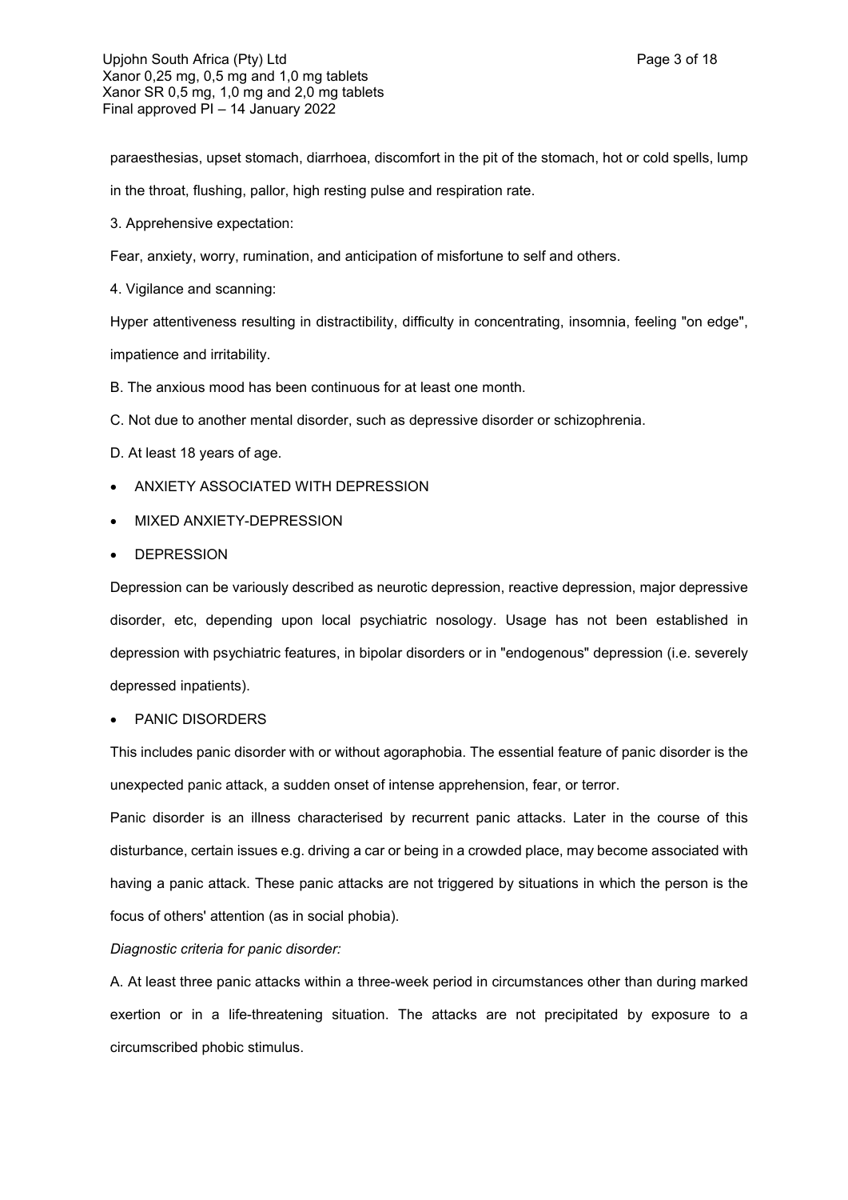paraesthesias, upset stomach, diarrhoea, discomfort in the pit of the stomach, hot or cold spells, lump in the throat, flushing, pallor, high resting pulse and respiration rate.

3. Apprehensive expectation:

Fear, anxiety, worry, rumination, and anticipation of misfortune to self and others.

4. Vigilance and scanning:

Hyper attentiveness resulting in distractibility, difficulty in concentrating, insomnia, feeling "on edge", impatience and irritability.

B. The anxious mood has been continuous for at least one month.

C. Not due to another mental disorder, such as depressive disorder or schizophrenia.

D. At least 18 years of age.

- ANXIETY ASSOCIATED WITH DEPRESSION
- MIXED ANXIETY-DEPRESSION
- DEPRESSION

Depression can be variously described as neurotic depression, reactive depression, major depressive disorder, etc, depending upon local psychiatric nosology. Usage has not been established in depression with psychiatric features, in bipolar disorders or in "endogenous" depression (i.e. severely depressed inpatients).

- PANIC DISORDERS

This includes panic disorder with or without agoraphobia. The essential feature of panic disorder is the unexpected panic attack, a sudden onset of intense apprehension, fear, or terror.

Panic disorder is an illness characterised by recurrent panic attacks. Later in the course of this disturbance, certain issues e.g. driving a car or being in a crowded place, may become associated with having a panic attack. These panic attacks are not triggered by situations in which the person is the focus of others' attention (as in social phobia).

*Diagnostic criteria for panic disorder:*

A. At least three panic attacks within a three-week period in circumstances other than during marked exertion or in a life-threatening situation. The attacks are not precipitated by exposure to a circumscribed phobic stimulus.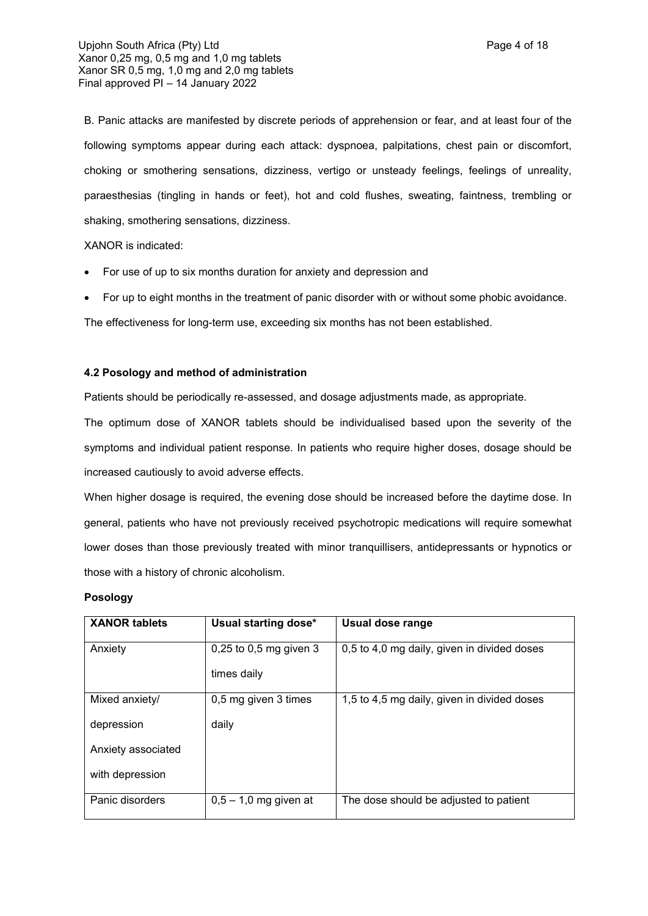B. Panic attacks are manifested by discrete periods of apprehension or fear, and at least four of the following symptoms appear during each attack: dyspnoea, palpitations, chest pain or discomfort, choking or smothering sensations, dizziness, vertigo or unsteady feelings, feelings of unreality, paraesthesias (tingling in hands or feet), hot and cold flushes, sweating, faintness, trembling or shaking, smothering sensations, dizziness.

XANOR is indicated:

- For use of up to six months duration for anxiety and depression and
- For up to eight months in the treatment of panic disorder with or without some phobic avoidance.

The effectiveness for long-term use, exceeding six months has not been established.

### 4.2 Posology and method of administration

Patients should be periodically re-assessed, and dosage adjustments made, as appropriate.

The optimum dose of XANOR tablets should be individualised based upon the severity of the symptoms and individual patient response. In patients who require higher doses, dosage should be increased cautiously to avoid adverse effects.

When higher dosage is required, the evening dose should be increased before the daytime dose. In general, patients who have not previously received psychotropic medications will require somewhat lower doses than those previously treated with minor tranquillisers, antidepressants or hypnotics or those with a history of chronic alcoholism.

**Posology**

| XANOR tablets | Usual starting dose* | Usual dose range |
|---|---|---|
| Anxiety | 0,25 to 0,5 mg given 3 times daily | 0,5 to 4,0 mg daily, given in divided doses |
| Mixed anxiety/ depression Anxiety associated with depression | 0,5 mg given 3 times daily | 1,5 to 4,5 mg daily, given in divided doses |
| Panic disorders | 0,5 – 1,0 mg given at | The dose should be adjusted to patient |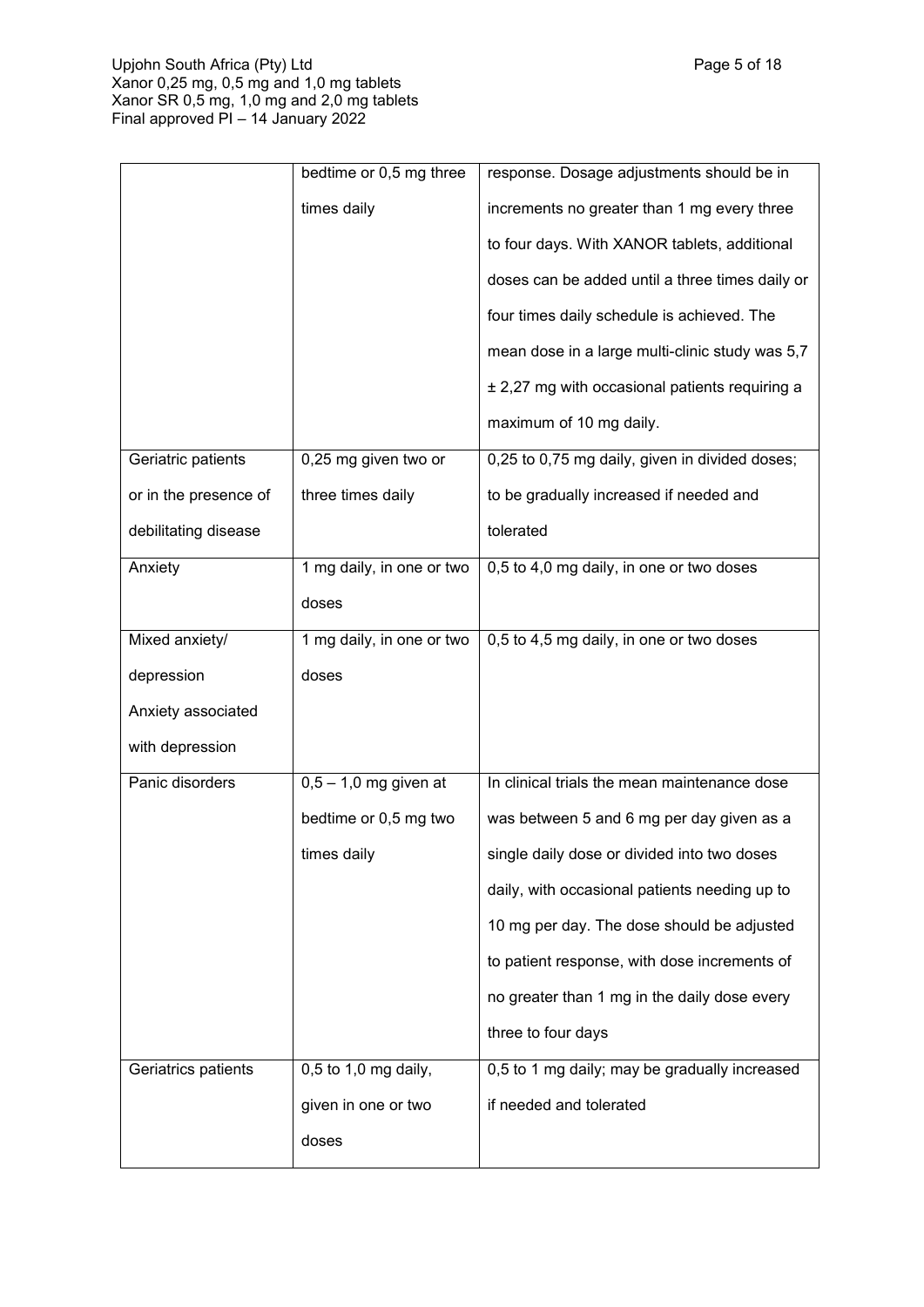|  |  |  |
|---|---|---|
|  | bedtime or 0,5 mg three times daily | response. Dosage adjustments should be in increments no greater than 1 mg every three to four days. With XANOR tablets, additional doses can be added until a three times daily or four times daily schedule is achieved. The mean dose in a large multi-clinic study was 5,7 ± 2,27 mg with occasional patients requiring a maximum of 10 mg daily. |
| Geriatric patients or in the presence of debilitating disease | 0,25 mg given two or three times daily | 0,25 to 0,75 mg daily, given in divided doses; to be gradually increased if needed and tolerated |
| Anxiety | 1 mg daily, in one or two doses | 0,5 to 4,0 mg daily, in one or two doses |
| Mixed anxiety/ depression Anxiety associated with depression | 1 mg daily, in one or two doses | 0,5 to 4,5 mg daily, in one or two doses |
| Panic disorders | 0,5 – 1,0 mg given at bedtime or 0,5 mg two times daily | In clinical trials the mean maintenance dose was between 5 and 6 mg per day given as a single daily dose or divided into two doses daily, with occasional patients needing up to 10 mg per day. The dose should be adjusted to patient response, with dose increments of no greater than 1 mg in the daily dose every three to four days |
| Geriatrics patients | 0,5 to 1,0 mg daily, given in one or two doses | 0,5 to 1 mg daily; may be gradually increased if needed and tolerated |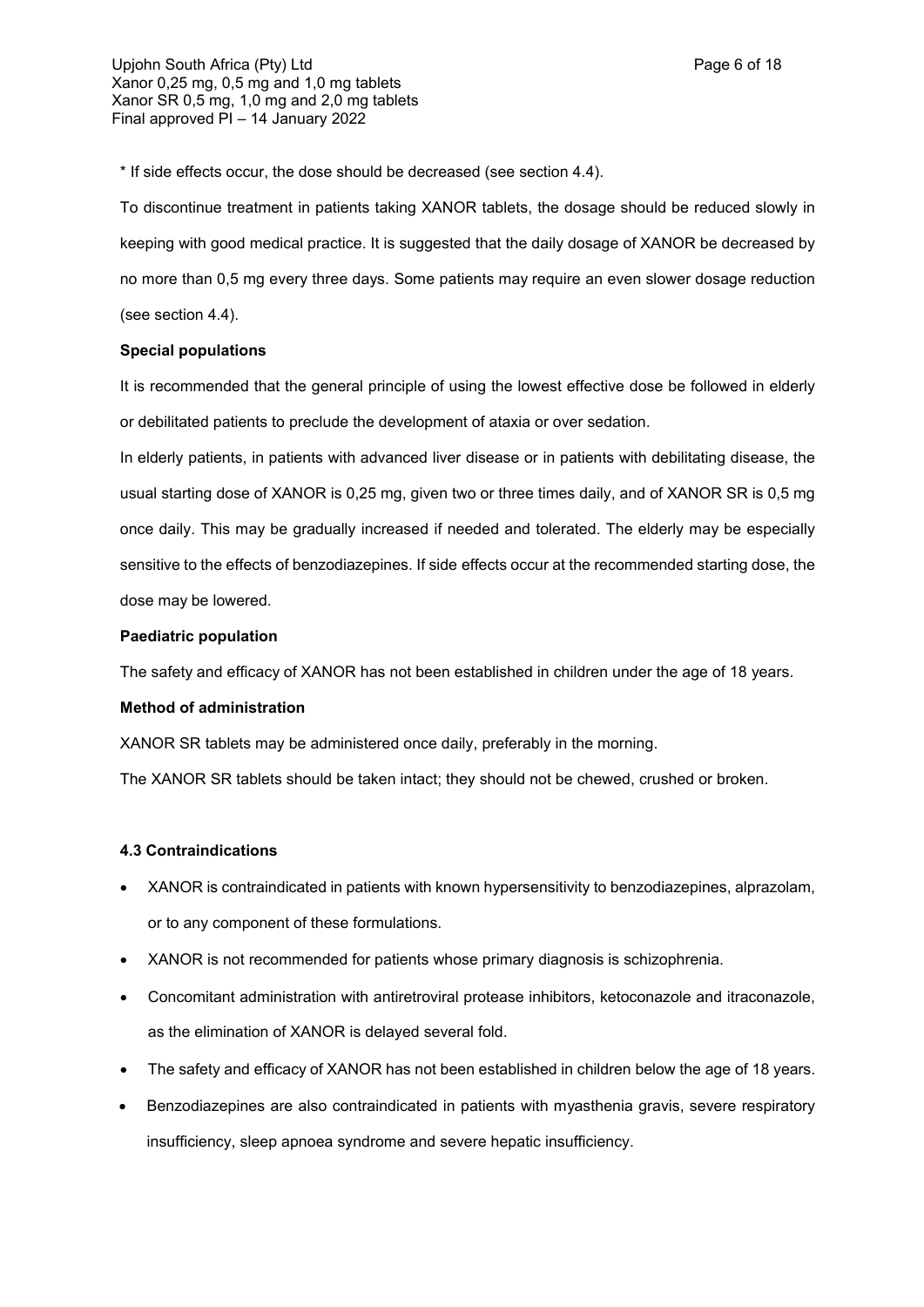* If side effects occur, the dose should be decreased (see section 4.4).

To discontinue treatment in patients taking XANOR tablets, the dosage should be reduced slowly in keeping with good medical practice. It is suggested that the daily dosage of XANOR be decreased by no more than 0,5 mg every three days. Some patients may require an even slower dosage reduction (see section 4.4).

**Special populations**

It is recommended that the general principle of using the lowest effective dose be followed in elderly or debilitated patients to preclude the development of ataxia or over sedation.

In elderly patients, in patients with advanced liver disease or in patients with debilitating disease, the usual starting dose of XANOR is 0,25 mg, given two or three times daily, and of XANOR SR is 0,5 mg once daily. This may be gradually increased if needed and tolerated. The elderly may be especially sensitive to the effects of benzodiazepines. If side effects occur at the recommended starting dose, the dose may be lowered.

**Paediatric population**

The safety and efficacy of XANOR has not been established in children under the age of 18 years.

**Method of administration**

XANOR SR tablets may be administered once daily, preferably in the morning.

The XANOR SR tablets should be taken intact; they should not be chewed, crushed or broken.

**4.3 Contraindications**

- XANOR is contraindicated in patients with known hypersensitivity to benzodiazepines, alprazolam, or to any component of these formulations.
- XANOR is not recommended for patients whose primary diagnosis is schizophrenia.
- Concomitant administration with antiretroviral protease inhibitors, ketoconazole and itraconazole, as the elimination of XANOR is delayed several fold.
- The safety and efficacy of XANOR has not been established in children below the age of 18 years.
- Benzodiazepines are also contraindicated in patients with myasthenia gravis, severe respiratory insufficiency, sleep apnoea syndrome and severe hepatic insufficiency.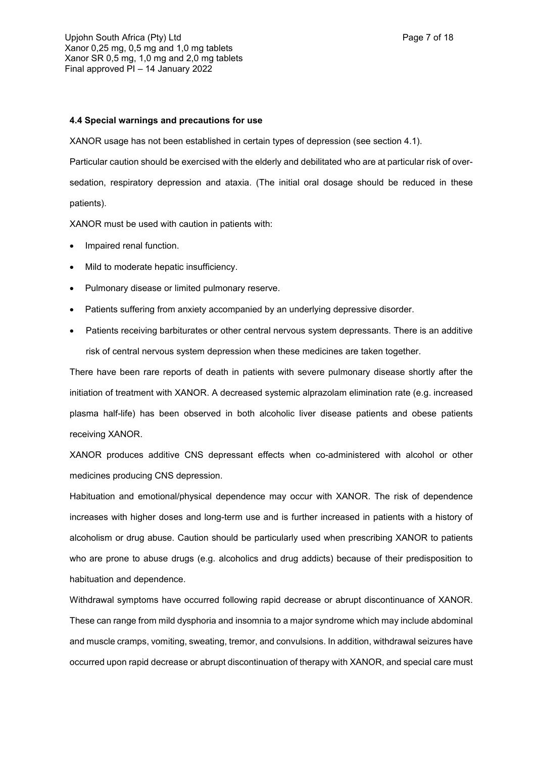### 4.4 Special warnings and precautions for use

XANOR usage has not been established in certain types of depression (see section 4.1).

Particular caution should be exercised with the elderly and debilitated who are at particular risk of over-sedation, respiratory depression and ataxia. (The initial oral dosage should be reduced in these patients).

XANOR must be used with caution in patients with:

- Impaired renal function.
- Mild to moderate hepatic insufficiency.
- Pulmonary disease or limited pulmonary reserve.
- Patients suffering from anxiety accompanied by an underlying depressive disorder.
- Patients receiving barbiturates or other central nervous system depressants. There is an additive risk of central nervous system depression when these medicines are taken together.

There have been rare reports of death in patients with severe pulmonary disease shortly after the initiation of treatment with XANOR. A decreased systemic alprazolam elimination rate (e.g. increased plasma half-life) has been observed in both alcoholic liver disease patients and obese patients receiving XANOR.

XANOR produces additive CNS depressant effects when co-administered with alcohol or other medicines producing CNS depression.

Habituation and emotional/physical dependence may occur with XANOR. The risk of dependence increases with higher doses and long-term use and is further increased in patients with a history of alcoholism or drug abuse. Caution should be particularly used when prescribing XANOR to patients who are prone to abuse drugs (e.g. alcoholics and drug addicts) because of their predisposition to habituation and dependence.

Withdrawal symptoms have occurred following rapid decrease or abrupt discontinuance of XANOR. These can range from mild dysphoria and insomnia to a major syndrome which may include abdominal and muscle cramps, vomiting, sweating, tremor, and convulsions. In addition, withdrawal seizures have occurred upon rapid decrease or abrupt discontinuation of therapy with XANOR, and special care must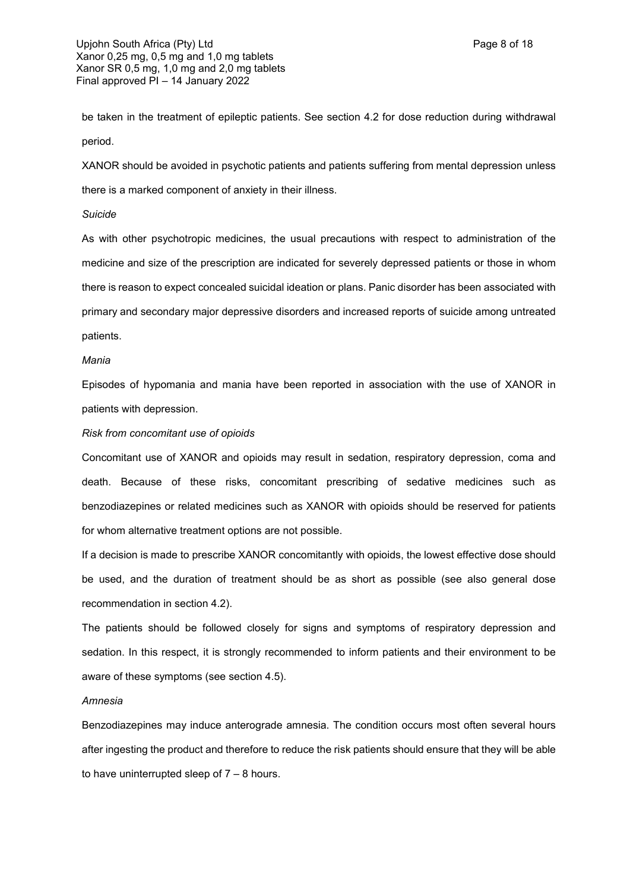be taken in the treatment of epileptic patients. See section 4.2 for dose reduction during withdrawal period.

XANOR should be avoided in psychotic patients and patients suffering from mental depression unless there is a marked component of anxiety in their illness.

*Suicide*

As with other psychotropic medicines, the usual precautions with respect to administration of the medicine and size of the prescription are indicated for severely depressed patients or those in whom there is reason to expect concealed suicidal ideation or plans. Panic disorder has been associated with primary and secondary major depressive disorders and increased reports of suicide among untreated patients.

*Mania*

Episodes of hypomania and mania have been reported in association with the use of XANOR in patients with depression.

*Risk from concomitant use of opioids*

Concomitant use of XANOR and opioids may result in sedation, respiratory depression, coma and death. Because of these risks, concomitant prescribing of sedative medicines such as benzodiazepines or related medicines such as XANOR with opioids should be reserved for patients for whom alternative treatment options are not possible.

If a decision is made to prescribe XANOR concomitantly with opioids, the lowest effective dose should be used, and the duration of treatment should be as short as possible (see also general dose recommendation in section 4.2).

The patients should be followed closely for signs and symptoms of respiratory depression and sedation. In this respect, it is strongly recommended to inform patients and their environment to be aware of these symptoms (see section 4.5).

*Amnesia*

Benzodiazepines may induce anterograde amnesia. The condition occurs most often several hours after ingesting the product and therefore to reduce the risk patients should ensure that they will be able to have uninterrupted sleep of 7 – 8 hours.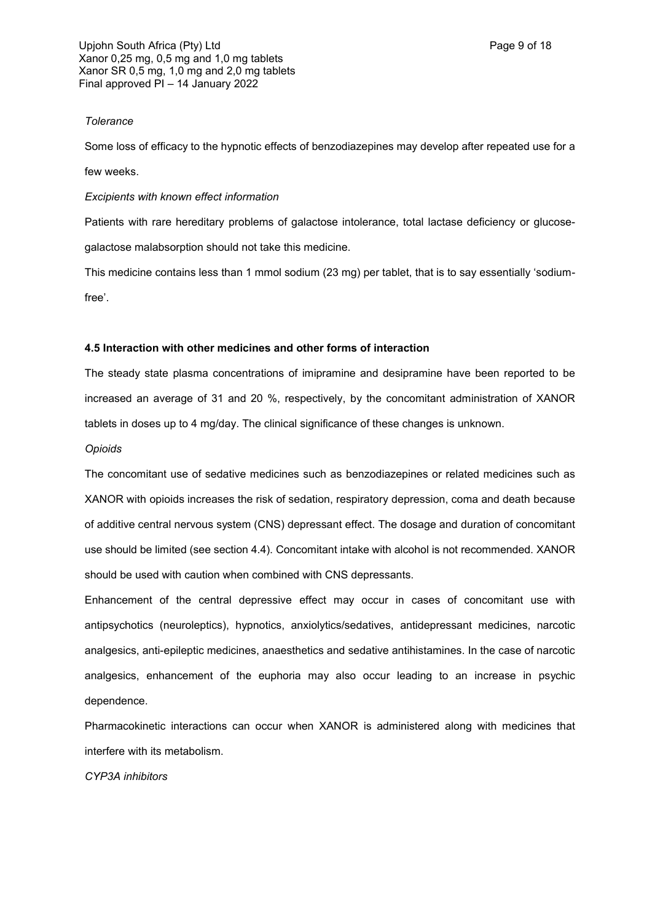*Tolerance*

Some loss of efficacy to the hypnotic effects of benzodiazepines may develop after repeated use for a few weeks.

*Excipients with known effect information*

Patients with rare hereditary problems of galactose intolerance, total lactase deficiency or glucose-galactose malabsorption should not take this medicine.

This medicine contains less than 1 mmol sodium (23 mg) per tablet, that is to say essentially 'sodium-free'.

**4.5 Interaction with other medicines and other forms of interaction**

The steady state plasma concentrations of imipramine and desipramine have been reported to be increased an average of 31 and 20 %, respectively, by the concomitant administration of XANOR tablets in doses up to 4 mg/day. The clinical significance of these changes is unknown.

*Opioids*

The concomitant use of sedative medicines such as benzodiazepines or related medicines such as XANOR with opioids increases the risk of sedation, respiratory depression, coma and death because of additive central nervous system (CNS) depressant effect. The dosage and duration of concomitant use should be limited (see section 4.4). Concomitant intake with alcohol is not recommended. XANOR should be used with caution when combined with CNS depressants.

Enhancement of the central depressive effect may occur in cases of concomitant use with antipsychotics (neuroleptics), hypnotics, anxiolytics/sedatives, antidepressant medicines, narcotic analgesics, anti-epileptic medicines, anaesthetics and sedative antihistamines. In the case of narcotic analgesics, enhancement of the euphoria may also occur leading to an increase in psychic dependence.

Pharmacokinetic interactions can occur when XANOR is administered along with medicines that interfere with its metabolism.

*CYP3A inhibitors*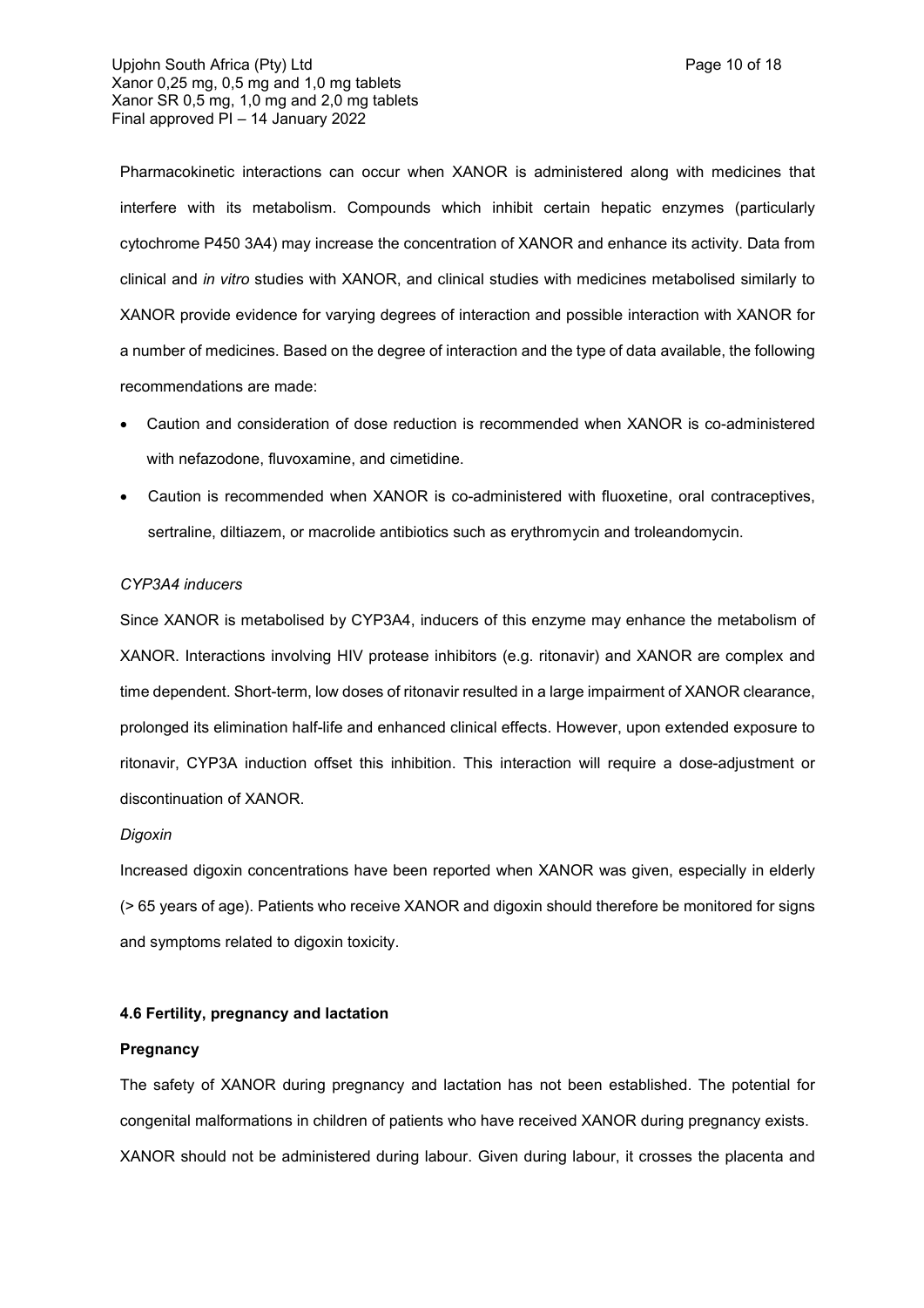Pharmacokinetic interactions can occur when XANOR is administered along with medicines that interfere with its metabolism. Compounds which inhibit certain hepatic enzymes (particularly cytochrome P450 3A4) may increase the concentration of XANOR and enhance its activity. Data from clinical and *in vitro* studies with XANOR, and clinical studies with medicines metabolised similarly to XANOR provide evidence for varying degrees of interaction and possible interaction with XANOR for a number of medicines. Based on the degree of interaction and the type of data available, the following recommendations are made:

- Caution and consideration of dose reduction is recommended when XANOR is co-administered with nefazodone, fluvoxamine, and cimetidine.
- Caution is recommended when XANOR is co-administered with fluoxetine, oral contraceptives, sertraline, diltiazem, or macrolide antibiotics such as erythromycin and troleandomycin.

*CYP3A4 inducers*

Since XANOR is metabolised by CYP3A4, inducers of this enzyme may enhance the metabolism of XANOR. Interactions involving HIV protease inhibitors (e.g. ritonavir) and XANOR are complex and time dependent. Short-term, low doses of ritonavir resulted in a large impairment of XANOR clearance, prolonged its elimination half-life and enhanced clinical effects. However, upon extended exposure to ritonavir, CYP3A induction offset this inhibition. This interaction will require a dose-adjustment or discontinuation of XANOR.

*Digoxin*

Increased digoxin concentrations have been reported when XANOR was given, especially in elderly (> 65 years of age). Patients who receive XANOR and digoxin should therefore be monitored for signs and symptoms related to digoxin toxicity.

**4.6 Fertility, pregnancy and lactation**

**Pregnancy**

The safety of XANOR during pregnancy and lactation has not been established. The potential for congenital malformations in children of patients who have received XANOR during pregnancy exists. XANOR should not be administered during labour. Given during labour, it crosses the placenta and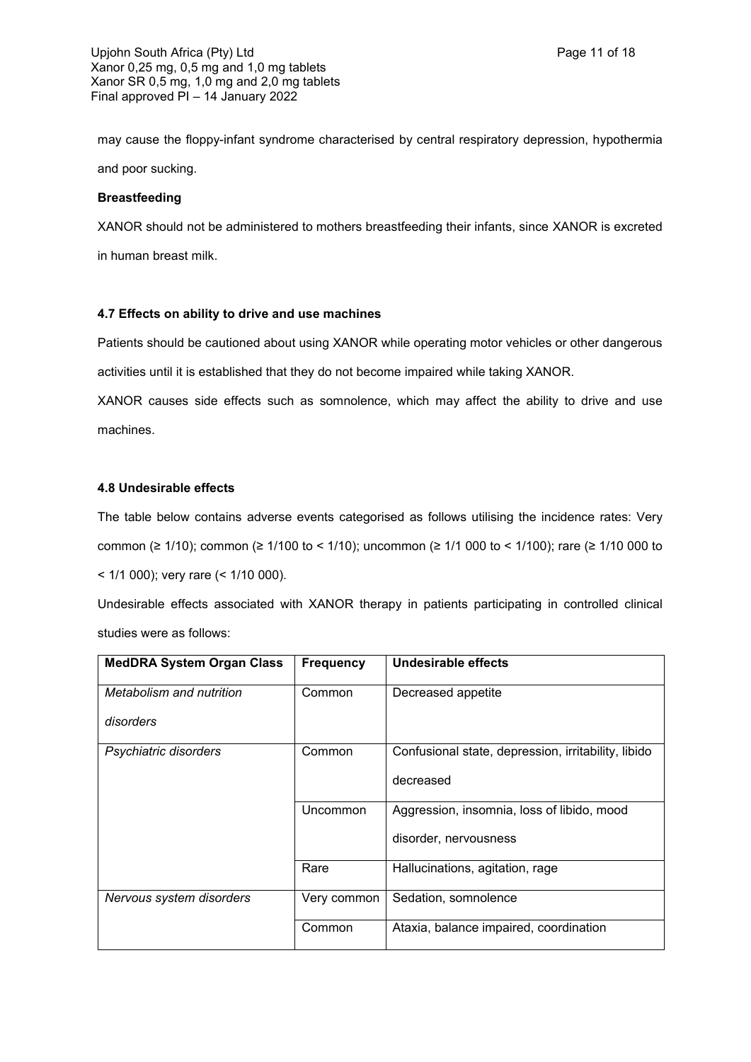may cause the floppy-infant syndrome characterised by central respiratory depression, hypothermia and poor sucking.

**Breastfeeding**

XANOR should not be administered to mothers breastfeeding their infants, since XANOR is excreted in human breast milk.

### 4.7 Effects on ability to drive and use machines

Patients should be cautioned about using XANOR while operating motor vehicles or other dangerous activities until it is established that they do not become impaired while taking XANOR.

XANOR causes side effects such as somnolence, which may affect the ability to drive and use machines.

### 4.8 Undesirable effects

The table below contains adverse events categorised as follows utilising the incidence rates: Very common (≥ 1/10); common (≥ 1/100 to < 1/10); uncommon (≥ 1/1 000 to < 1/100); rare (≥ 1/10 000 to < 1/1 000); very rare (< 1/10 000).

Undesirable effects associated with XANOR therapy in patients participating in controlled clinical studies were as follows:

| MedDRA System Organ Class | Frequency | Undesirable effects |
|---|---|---|
| *Metabolism and nutrition disorders* | Common | Decreased appetite |
| *Psychiatric disorders* | Common | Confusional state, depression, irritability, libido decreased |
| | Uncommon | Aggression, insomnia, loss of libido, mood disorder, nervousness |
| | Rare | Hallucinations, agitation, rage |
| *Nervous system disorders* | Very common | Sedation, somnolence |
| | Common | Ataxia, balance impaired, coordination |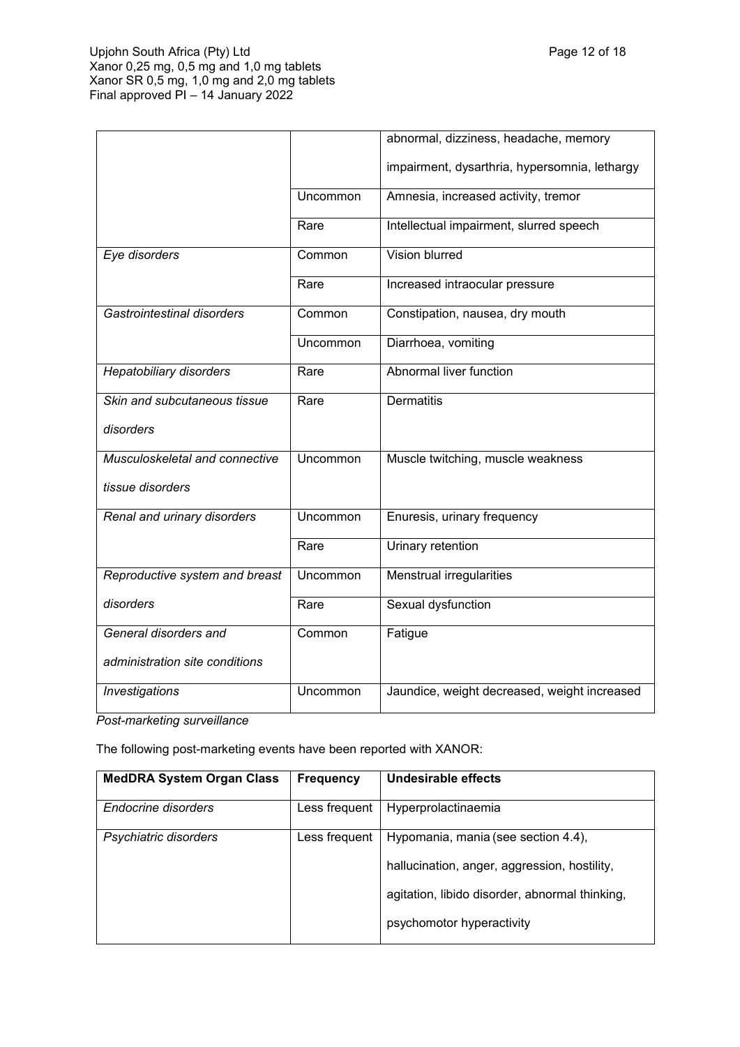| | | |
|---|---|---|
| | | abnormal, dizziness, headache, memory impairment, dysarthria, hypersomnia, lethargy |
| | Uncommon | Amnesia, increased activity, tremor |
| | Rare | Intellectual impairment, slurred speech |
| *Eye disorders* | Common | Vision blurred |
| | Rare | Increased intraocular pressure |
| *Gastrointestinal disorders* | Common | Constipation, nausea, dry mouth |
| | Uncommon | Diarrhoea, vomiting |
| *Hepatobiliary disorders* | Rare | Abnormal liver function |
| *Skin and subcutaneous tissue disorders* | Rare | Dermatitis |
| *Musculoskeletal and connective tissue disorders* | Uncommon | Muscle twitching, muscle weakness |
| *Renal and urinary disorders* | Uncommon | Enuresis, urinary frequency |
| | Rare | Urinary retention |
| *Reproductive system and breast disorders* | Uncommon | Menstrual irregularities |
| | Rare | Sexual dysfunction |
| *General disorders and administration site conditions* | Common | Fatigue |
| *Investigations* | Uncommon | Jaundice, weight decreased, weight increased |

*Post-marketing surveillance*

The following post-marketing events have been reported with XANOR:

| **MedDRA System Organ Class** | **Frequency** | **Undesirable effects** |
|---|---|---|
| *Endocrine disorders* | Less frequent | Hyperprolactinaemia |
| *Psychiatric disorders* | Less frequent | Hypomania, mania (see section 4.4), hallucination, anger, aggression, hostility, agitation, libido disorder, abnormal thinking, psychomotor hyperactivity |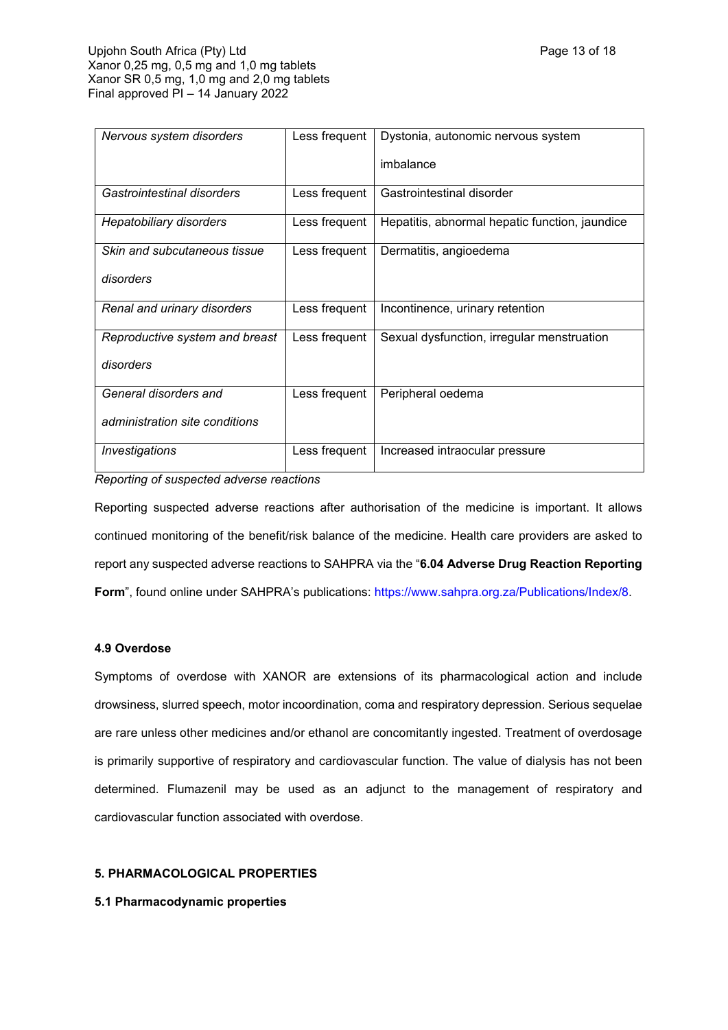| | | |
|---|---|---|
| *Nervous system disorders* | Less frequent | Dystonia, autonomic nervous system imbalance |
| *Gastrointestinal disorders* | Less frequent | Gastrointestinal disorder |
| *Hepatobiliary disorders* | Less frequent | Hepatitis, abnormal hepatic function, jaundice |
| *Skin and subcutaneous tissue disorders* | Less frequent | Dermatitis, angioedema |
| *Renal and urinary disorders* | Less frequent | Incontinence, urinary retention |
| *Reproductive system and breast disorders* | Less frequent | Sexual dysfunction, irregular menstruation |
| *General disorders and administration site conditions* | Less frequent | Peripheral oedema |
| *Investigations* | Less frequent | Increased intraocular pressure |

*Reporting of suspected adverse reactions*

Reporting suspected adverse reactions after authorisation of the medicine is important. It allows continued monitoring of the benefit/risk balance of the medicine. Health care providers are asked to report any suspected adverse reactions to SAHPRA via the "**6.04 Adverse Drug Reaction Reporting Form**", found online under SAHPRA's publications: https://www.sahpra.org.za/Publications/Index/8.

**4.9 Overdose**

Symptoms of overdose with XANOR are extensions of its pharmacological action and include drowsiness, slurred speech, motor incoordination, coma and respiratory depression. Serious sequelae are rare unless other medicines and/or ethanol are concomitantly ingested. Treatment of overdosage is primarily supportive of respiratory and cardiovascular function. The value of dialysis has not been determined. Flumazenil may be used as an adjunct to the management of respiratory and cardiovascular function associated with overdose.

**5. PHARMACOLOGICAL PROPERTIES**

**5.1 Pharmacodynamic properties**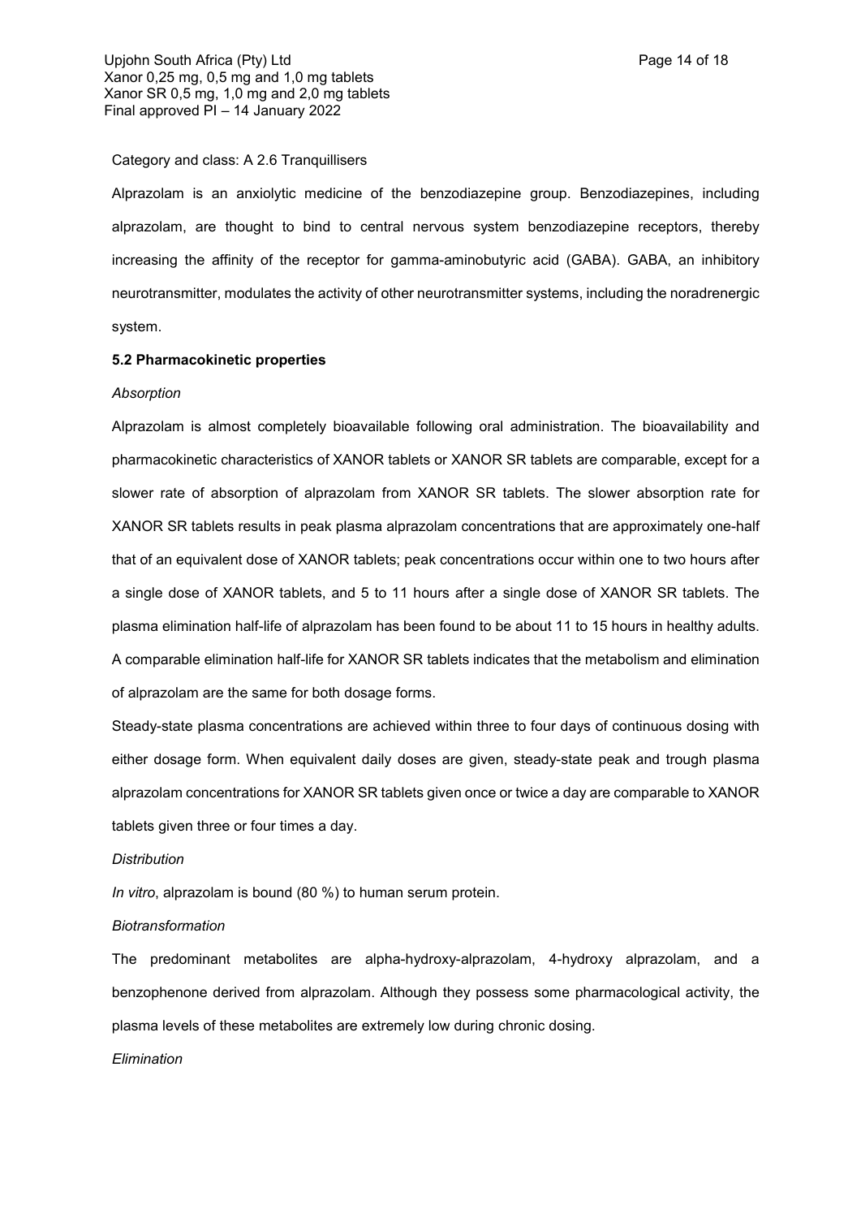Category and class: A 2.6 Tranquillisers

Alprazolam is an anxiolytic medicine of the benzodiazepine group. Benzodiazepines, including alprazolam, are thought to bind to central nervous system benzodiazepine receptors, thereby increasing the affinity of the receptor for gamma-aminobutyric acid (GABA). GABA, an inhibitory neurotransmitter, modulates the activity of other neurotransmitter systems, including the noradrenergic system.

**5.2 Pharmacokinetic properties**

*Absorption*

Alprazolam is almost completely bioavailable following oral administration. The bioavailability and pharmacokinetic characteristics of XANOR tablets or XANOR SR tablets are comparable, except for a slower rate of absorption of alprazolam from XANOR SR tablets. The slower absorption rate for XANOR SR tablets results in peak plasma alprazolam concentrations that are approximately one-half that of an equivalent dose of XANOR tablets; peak concentrations occur within one to two hours after a single dose of XANOR tablets, and 5 to 11 hours after a single dose of XANOR SR tablets. The plasma elimination half-life of alprazolam has been found to be about 11 to 15 hours in healthy adults. A comparable elimination half-life for XANOR SR tablets indicates that the metabolism and elimination of alprazolam are the same for both dosage forms.

Steady-state plasma concentrations are achieved within three to four days of continuous dosing with either dosage form. When equivalent daily doses are given, steady-state peak and trough plasma alprazolam concentrations for XANOR SR tablets given once or twice a day are comparable to XANOR tablets given three or four times a day.

*Distribution*

*In vitro*, alprazolam is bound (80 %) to human serum protein.

*Biotransformation*

The predominant metabolites are alpha-hydroxy-alprazolam, 4-hydroxy alprazolam, and a benzophenone derived from alprazolam. Although they possess some pharmacological activity, the plasma levels of these metabolites are extremely low during chronic dosing.

*Elimination*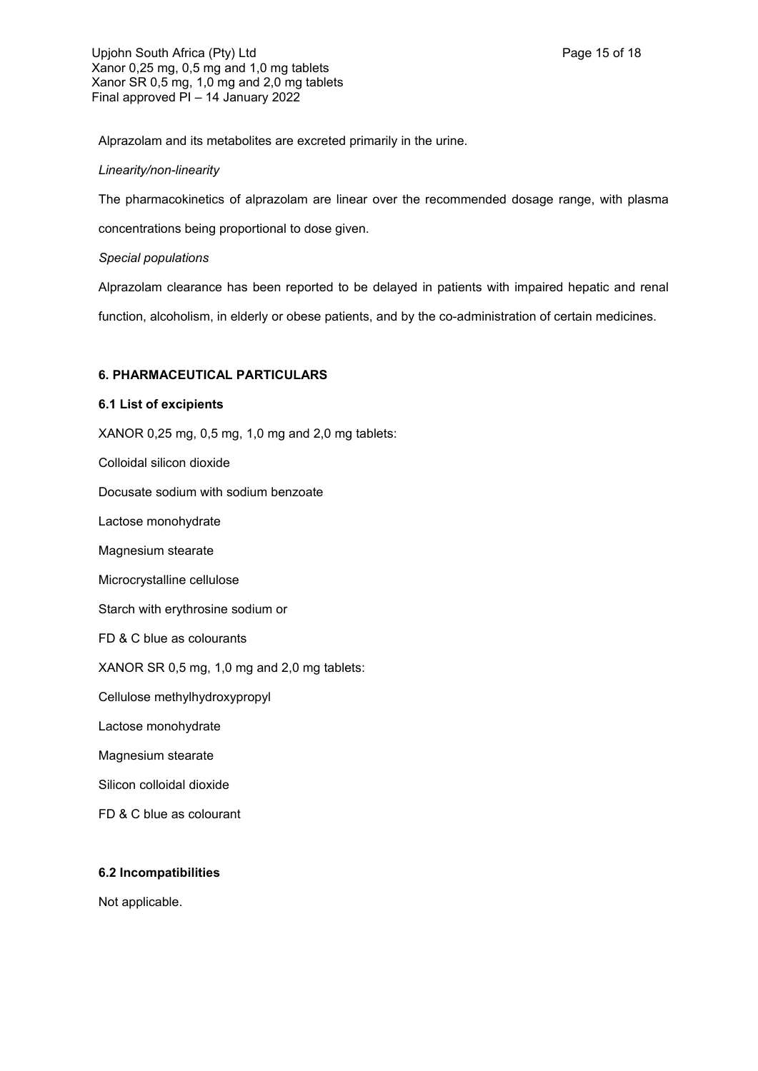Alprazolam and its metabolites are excreted primarily in the urine.

*Linearity/non-linearity*

The pharmacokinetics of alprazolam are linear over the recommended dosage range, with plasma concentrations being proportional to dose given.

*Special populations*

Alprazolam clearance has been reported to be delayed in patients with impaired hepatic and renal function, alcoholism, in elderly or obese patients, and by the co-administration of certain medicines.

## 6. PHARMACEUTICAL PARTICULARS

### 6.1 List of excipients

XANOR 0,25 mg, 0,5 mg, 1,0 mg and 2,0 mg tablets:

Colloidal silicon dioxide

Docusate sodium with sodium benzoate

Lactose monohydrate

Magnesium stearate

Microcrystalline cellulose

Starch with erythrosine sodium or

FD & C blue as colourants

XANOR SR 0,5 mg, 1,0 mg and 2,0 mg tablets:

Cellulose methylhydroxypropyl

Lactose monohydrate

Magnesium stearate

Silicon colloidal dioxide

FD & C blue as colourant

### 6.2 Incompatibilities

Not applicable.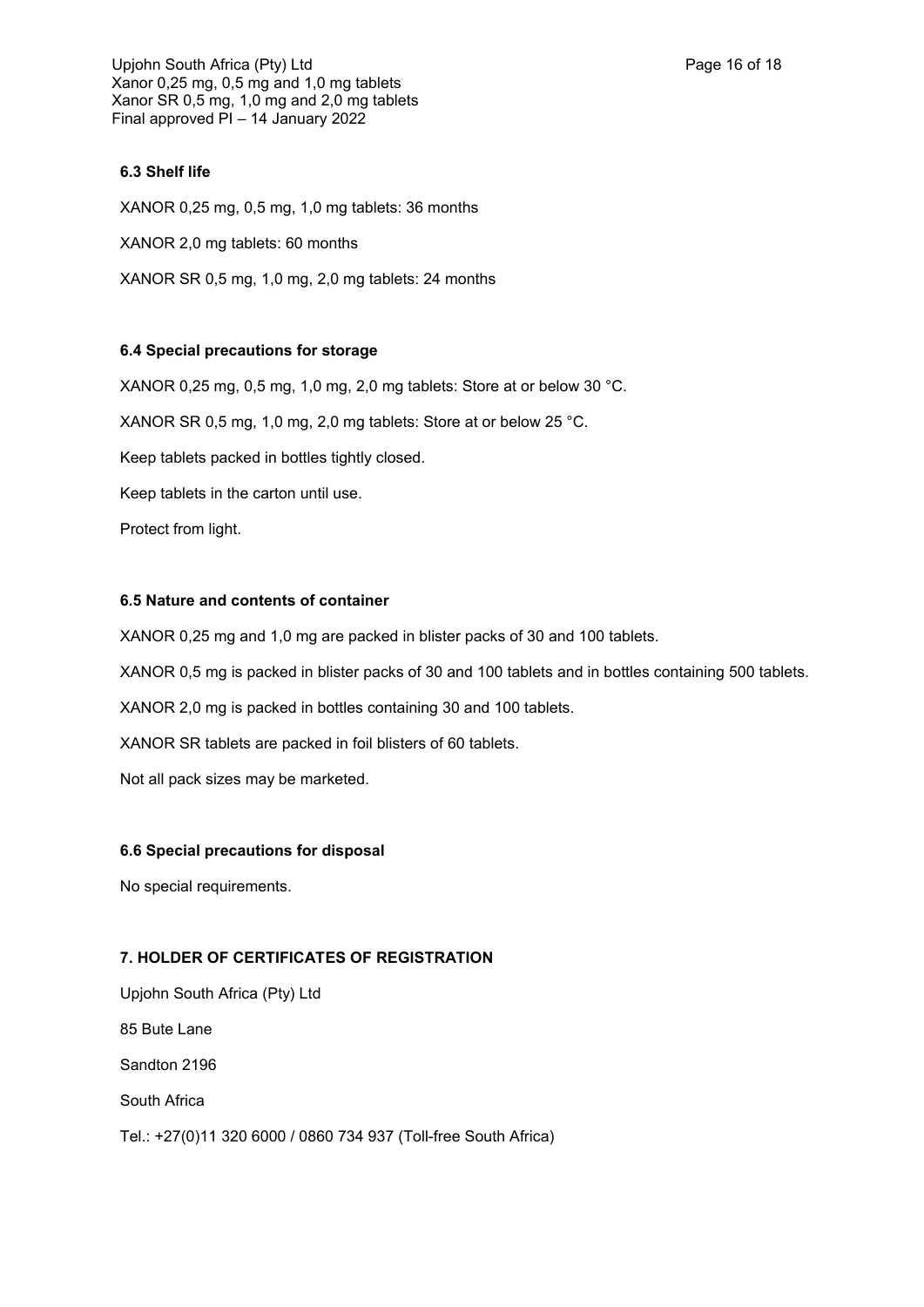### 6.3 Shelf life

XANOR 0,25 mg, 0,5 mg, 1,0 mg tablets: 36 months

XANOR 2,0 mg tablets: 60 months

XANOR SR 0,5 mg, 1,0 mg, 2,0 mg tablets: 24 months

### 6.4 Special precautions for storage

XANOR 0,25 mg, 0,5 mg, 1,0 mg, 2,0 mg tablets: Store at or below 30 °C.

XANOR SR 0,5 mg, 1,0 mg, 2,0 mg tablets: Store at or below 25 °C.

Keep tablets packed in bottles tightly closed.

Keep tablets in the carton until use.

Protect from light.

### 6.5 Nature and contents of container

XANOR 0,25 mg and 1,0 mg are packed in blister packs of 30 and 100 tablets.

XANOR 0,5 mg is packed in blister packs of 30 and 100 tablets and in bottles containing 500 tablets.

XANOR 2,0 mg is packed in bottles containing 30 and 100 tablets.

XANOR SR tablets are packed in foil blisters of 60 tablets.

Not all pack sizes may be marketed.

### 6.6 Special precautions for disposal

No special requirements.

## 7. HOLDER OF CERTIFICATES OF REGISTRATION

Upjohn South Africa (Pty) Ltd

85 Bute Lane

Sandton 2196

South Africa

Tel.: +27(0)11 320 6000 / 0860 734 937 (Toll-free South Africa)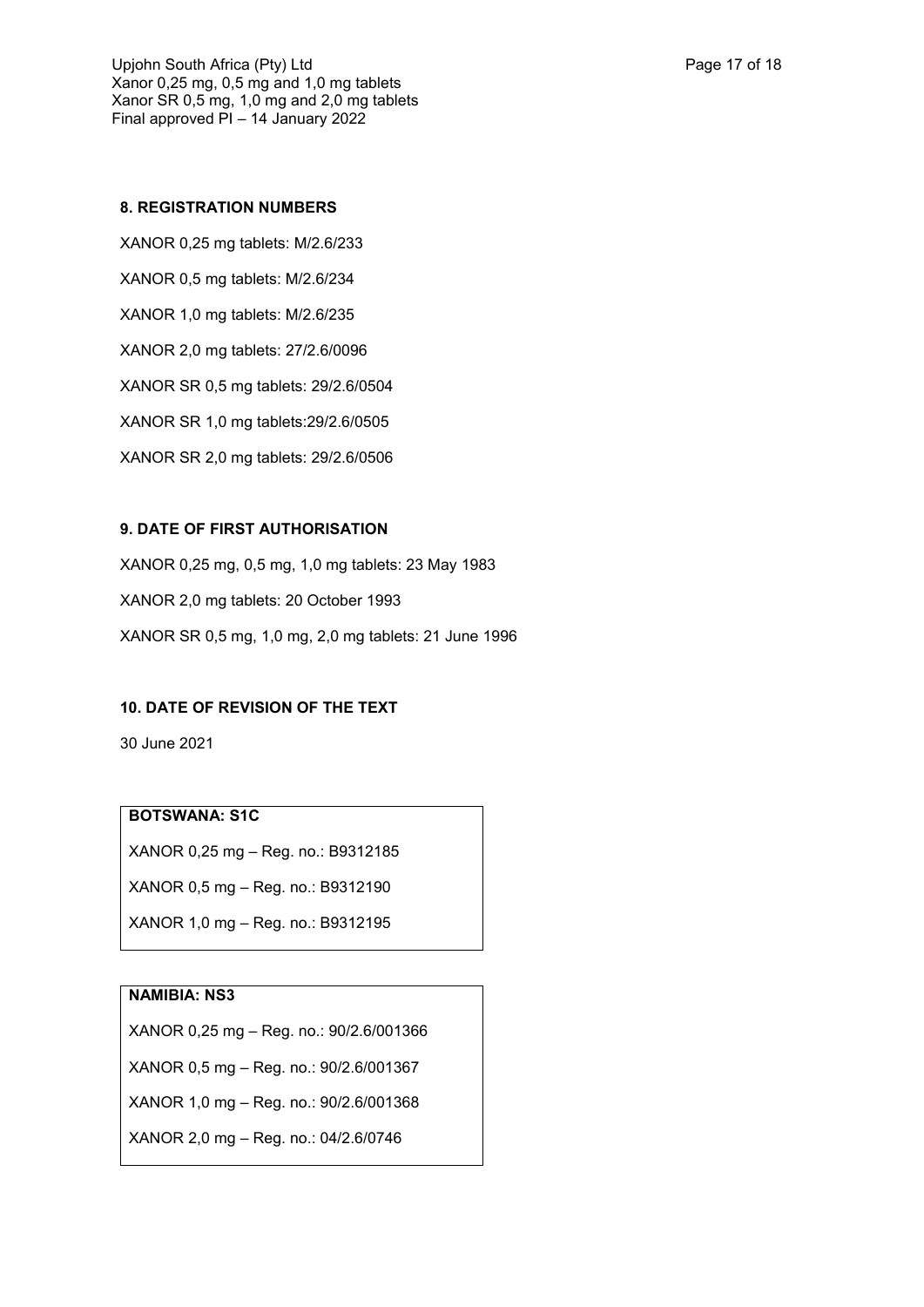## 8. REGISTRATION NUMBERS

XANOR 0,25 mg tablets: M/2.6/233

XANOR 0,5 mg tablets: M/2.6/234

XANOR 1,0 mg tablets: M/2.6/235

XANOR 2,0 mg tablets: 27/2.6/0096

XANOR SR 0,5 mg tablets: 29/2.6/0504

XANOR SR 1,0 mg tablets:29/2.6/0505

XANOR SR 2,0 mg tablets: 29/2.6/0506

## 9. DATE OF FIRST AUTHORISATION

XANOR 0,25 mg, 0,5 mg, 1,0 mg tablets: 23 May 1983

XANOR 2,0 mg tablets: 20 October 1993

XANOR SR 0,5 mg, 1,0 mg, 2,0 mg tablets: 21 June 1996

## 10. DATE OF REVISION OF THE TEXT

30 June 2021

**BOTSWANA: S1C**

XANOR 0,25 mg – Reg. no.: B9312185

XANOR 0,5 mg – Reg. no.: B9312190

XANOR 1,0 mg – Reg. no.: B9312195

**NAMIBIA: NS3**

XANOR 0,25 mg – Reg. no.: 90/2.6/001366

XANOR 0,5 mg – Reg. no.: 90/2.6/001367

XANOR 1,0 mg – Reg. no.: 90/2.6/001368

XANOR 2,0 mg – Reg. no.: 04/2.6/0746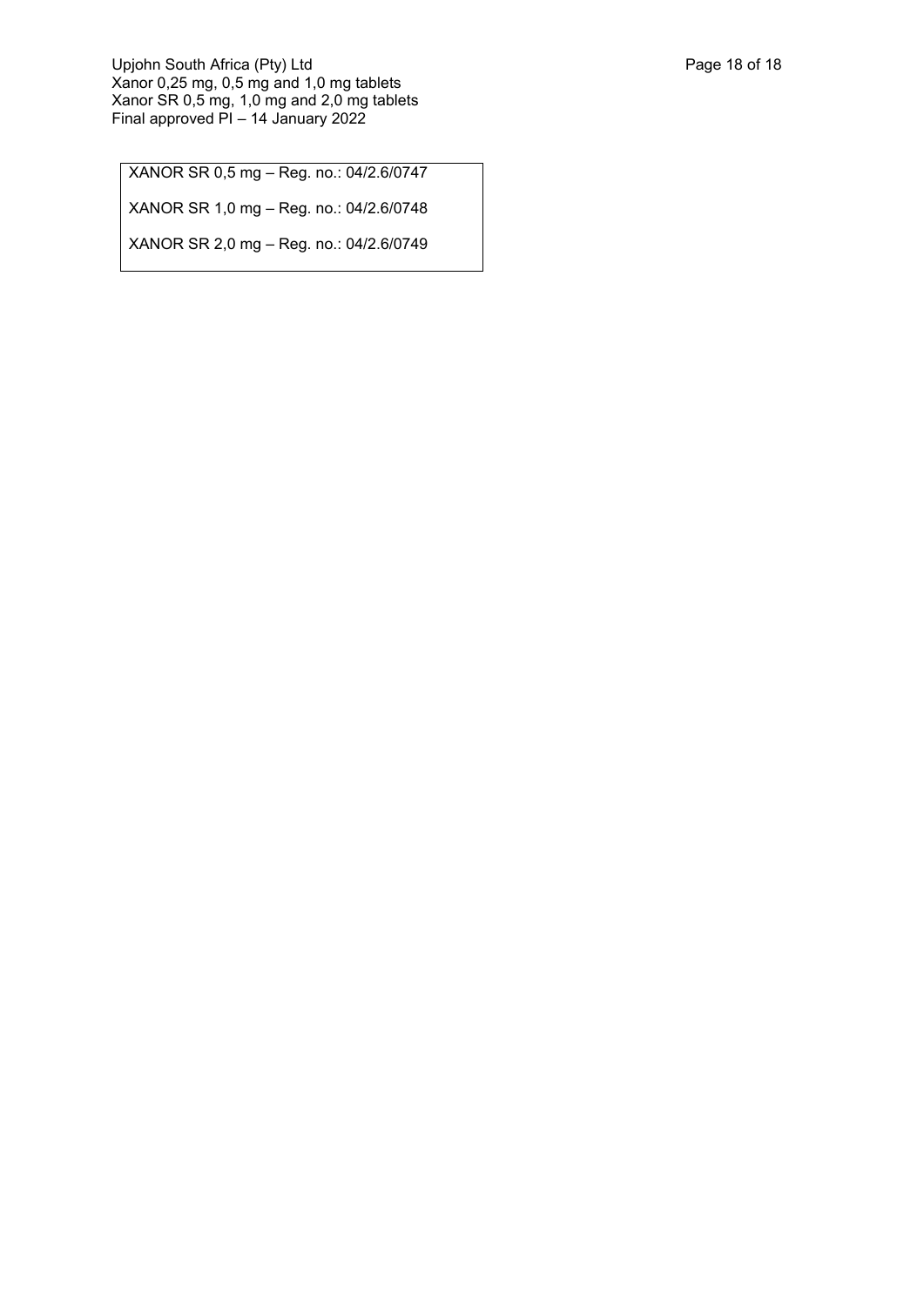XANOR SR 0,5 mg – Reg. no.: 04/2.6/0747

XANOR SR 1,0 mg – Reg. no.: 04/2.6/0748

XANOR SR 2,0 mg – Reg. no.: 04/2.6/0749